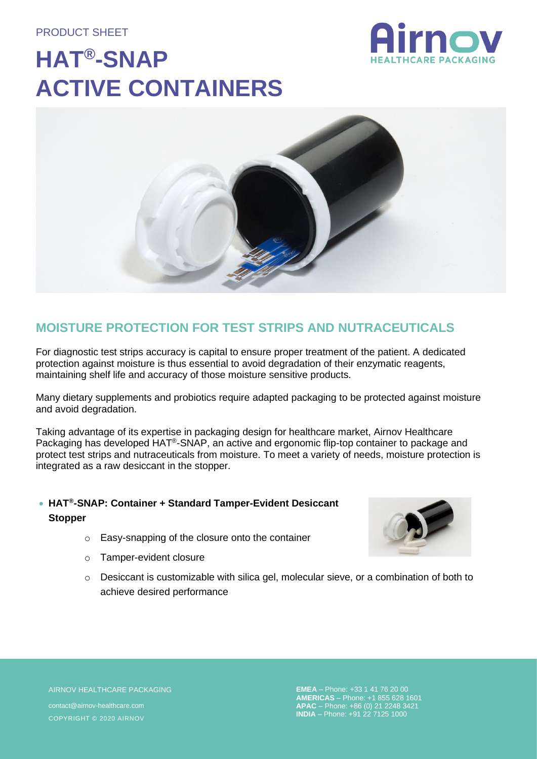PRODUCT SHEET

# HAT®-SNAP ACTIVE CONTAINERS

## MOISTURE PROTECTION FOR TEST STRIPS AND NUTRACEUTICALS

For diagnostic test strips accuracy is capital to ensure proper treatment of the patient. A dedicated protection against moisture is thus essential to avoid degradation of their enzymatic reagents, maintaining shelf life and accuracy of those moisture sensitive products.

Many dietary supplements and probiotics require adapted packaging to be protected against moisture and avoid degradation.

Taking advantage of its expertise in packaging design for healthcare market, Airnov Healthcare Packaging has developed HAT®-SNAP, an active and ergonomic flip-top container to package and protect test strips and nutraceuticals from moisture. To meet a variety of needs, moisture protection is integrated as a raw desiccant in the stopper.

- **HAT®-SNAP: Container + Standard Tamper-Evident Desiccant Stopper**
  - Easy-snapping of the closure onto the container
  - Tamper-evident closure
  - Desiccant is customizable with silica gel, molecular sieve, or a combination of both to achieve desired performance

AIRNOV HEALTHCARE PACKAGING

contact@airnov-healthcare.com

COPYRIGHT © 2020 AIRNOV

**EMEA** – Phone: +33 1 41 76 20 00
**AMERICAS** – Phone: +1 855 628 1601
**APAC** – Phone: +86 (0) 21 2248 3421
**INDIA** – Phone: +91 22 7125 1000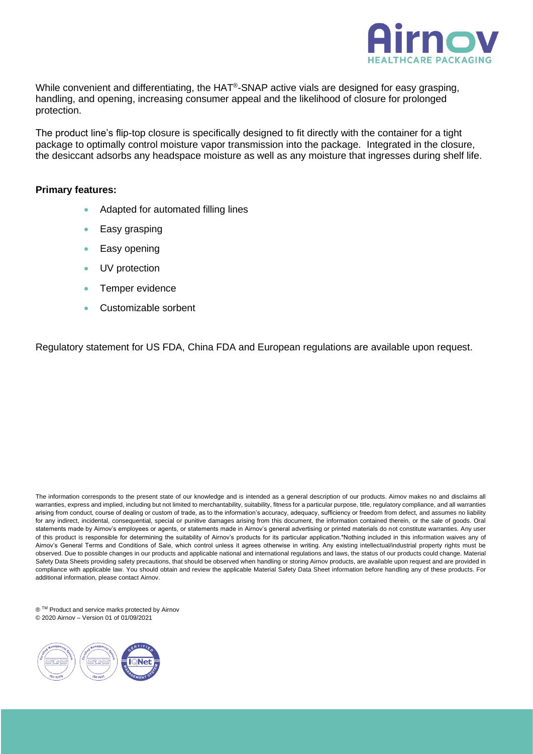While convenient and differentiating, the HAT®-SNAP active vials are designed for easy grasping, handling, and opening, increasing consumer appeal and the likelihood of closure for prolonged protection.

The product line's flip-top closure is specifically designed to fit directly with the container for a tight package to optimally control moisture vapor transmission into the package. Integrated in the closure, the desiccant adsorbs any headspace moisture as well as any moisture that ingresses during shelf life.

**Primary features:**

- Adapted for automated filling lines
- Easy grasping
- Easy opening
- UV protection
- Temper evidence
- Customizable sorbent

Regulatory statement for US FDA, China FDA and European regulations are available upon request.

The information corresponds to the present state of our knowledge and is intended as a general description of our products. Airnov makes no and disclaims all warranties, express and implied, including but not limited to merchantability, suitability, fitness for a particular purpose, title, regulatory compliance, and all warranties arising from conduct, course of dealing or custom of trade, as to the information's accuracy, adequacy, sufficiency or freedom from defect, and assumes no liability for any indirect, incidental, consequential, special or punitive damages arising from this document, the information contained therein, or the sale of goods. Oral statements made by Airnov's employees or agents, or statements made in Airnov's general advertising or printed materials do not constitute warranties. Any user of this product is responsible for determining the suitability of Airnov's products for its particular application.*Nothing included in this information waives any of Airnov's General Terms and Conditions of Sale, which control unless it agrees otherwise in writing. Any existing intellectual/industrial property rights must be observed. Due to possible changes in our products and applicable national and international regulations and laws, the status of our products could change. Material Safety Data Sheets providing safety precautions, that should be observed when handling or storing Airnov products, are available upon request and are provided in compliance with applicable law. You should obtain and review the applicable Material Safety Data Sheet information before handling any of these products. For additional information, please contact Airnov.

® ™ Product and service marks protected by Airnov
© 2020 Airnov – Version 01 of 01/09/2021